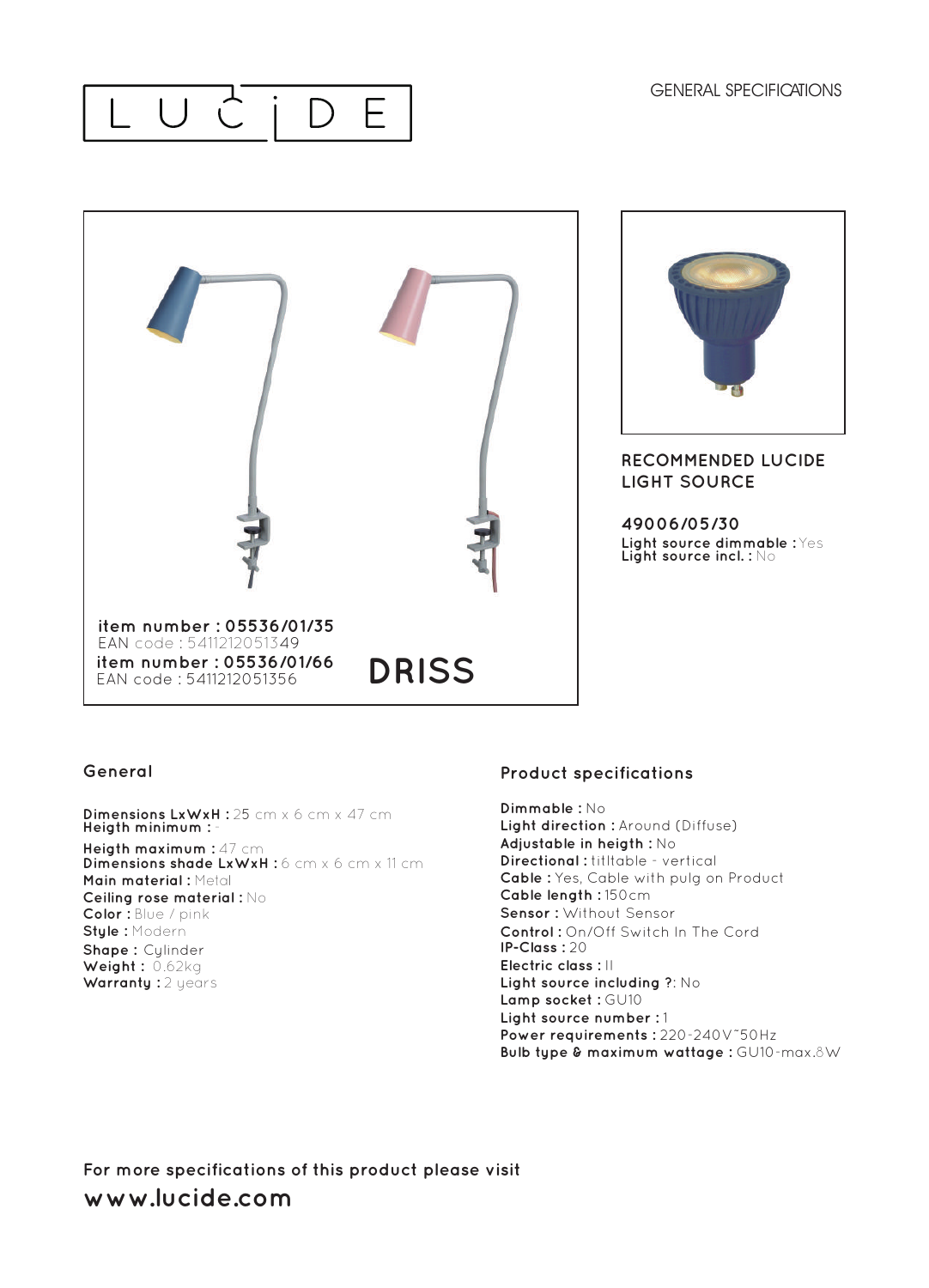# LUCIDE

GENERAL SPECIFICATIONS

item number : 05536/01/35
EAN code : 5411212051349
item number : 05536/01/66
EAN code : 5411212051356

# DRISS

## RECOMMENDED LUCIDE LIGHT SOURCE

**49006/05/30**
**Light source dimmable :** Yes
**Light source incl. :** No

## General

**Dimensions LxWxH :** 25 cm x 6 cm x 47 cm
**Heigth minimum :** -
**Heigth maximum :** 47 cm
**Dimensions shade LxWxH :** 6 cm x 6 cm x 11 cm
**Main material :** Metal
**Ceiling rose material :** No
**Color :** Blue / pink
**Style :** Modern
**Shape :** Cylinder
**Weight :** 0.62kg
**Warranty :** 2 years

## Product specifications

**Dimmable :** No
**Light direction :** Around (Diffuse)
**Adjustable in heigth :** No
**Directional :** titltable - vertical
**Cable :** Yes, Cable with pulg on Product
**Cable length :** 150cm
**Sensor :** Without Sensor
**Control :** On/Off Switch In The Cord
**IP-Class :** 20
**Electric class :** II
**Light source including ?:** No
**Lamp socket :** GU10
**Light source number :** 1
**Power requirements :** 220-240V~50Hz
**Bulb type & maximum wattage :** GU10-max.8W

**For more specifications of this product please visit**
**www.lucide.com**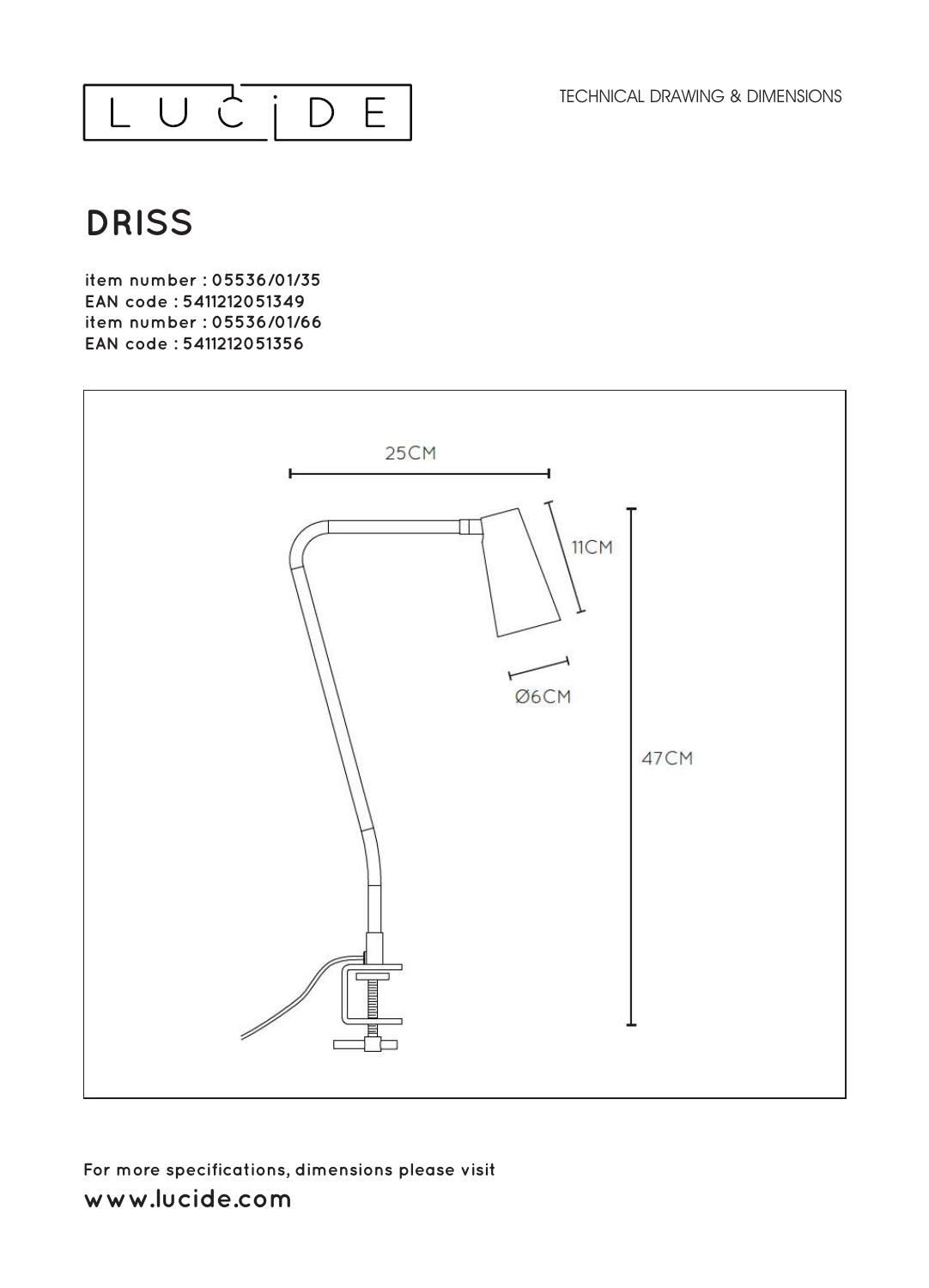LUCIDE

TECHNICAL DRAWING & DIMENSIONS

# DRISS

item number : 05536/01/35
EAN code : 5411212051349
item number : 05536/01/66
EAN code : 5411212051356

25CM

11CM

Ø6CM

47CM

For more specifications, dimensions please visit

www.lucide.com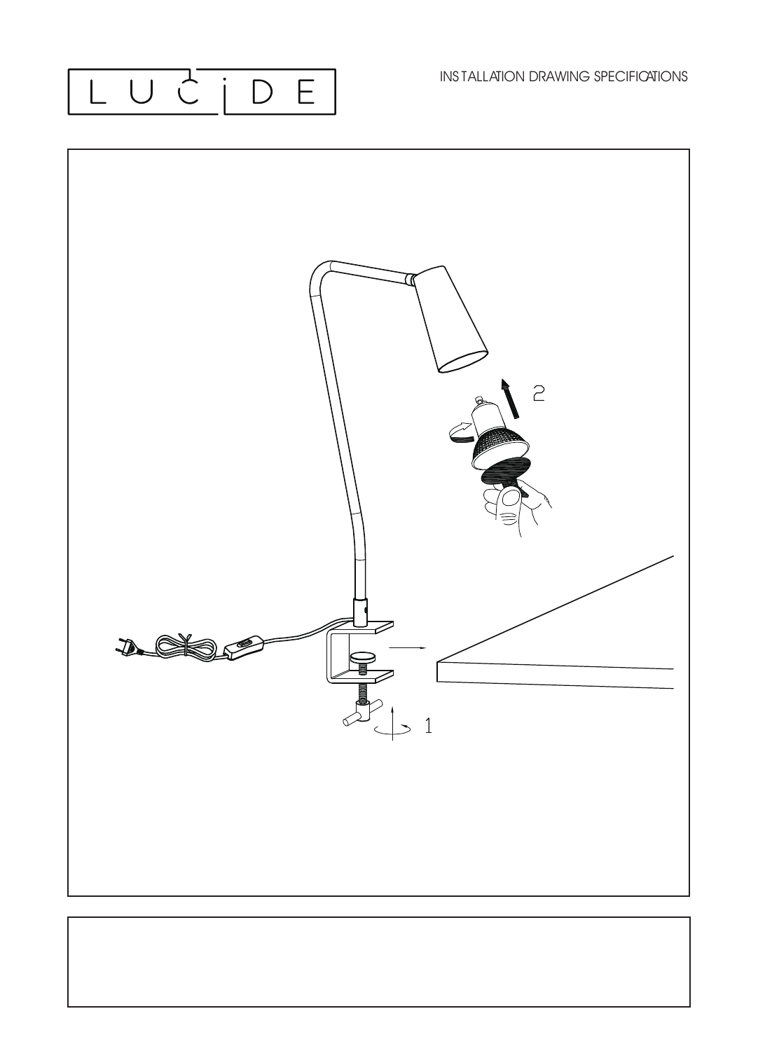INSTALLATION DRAWING SPECIFICATIONS

2

1